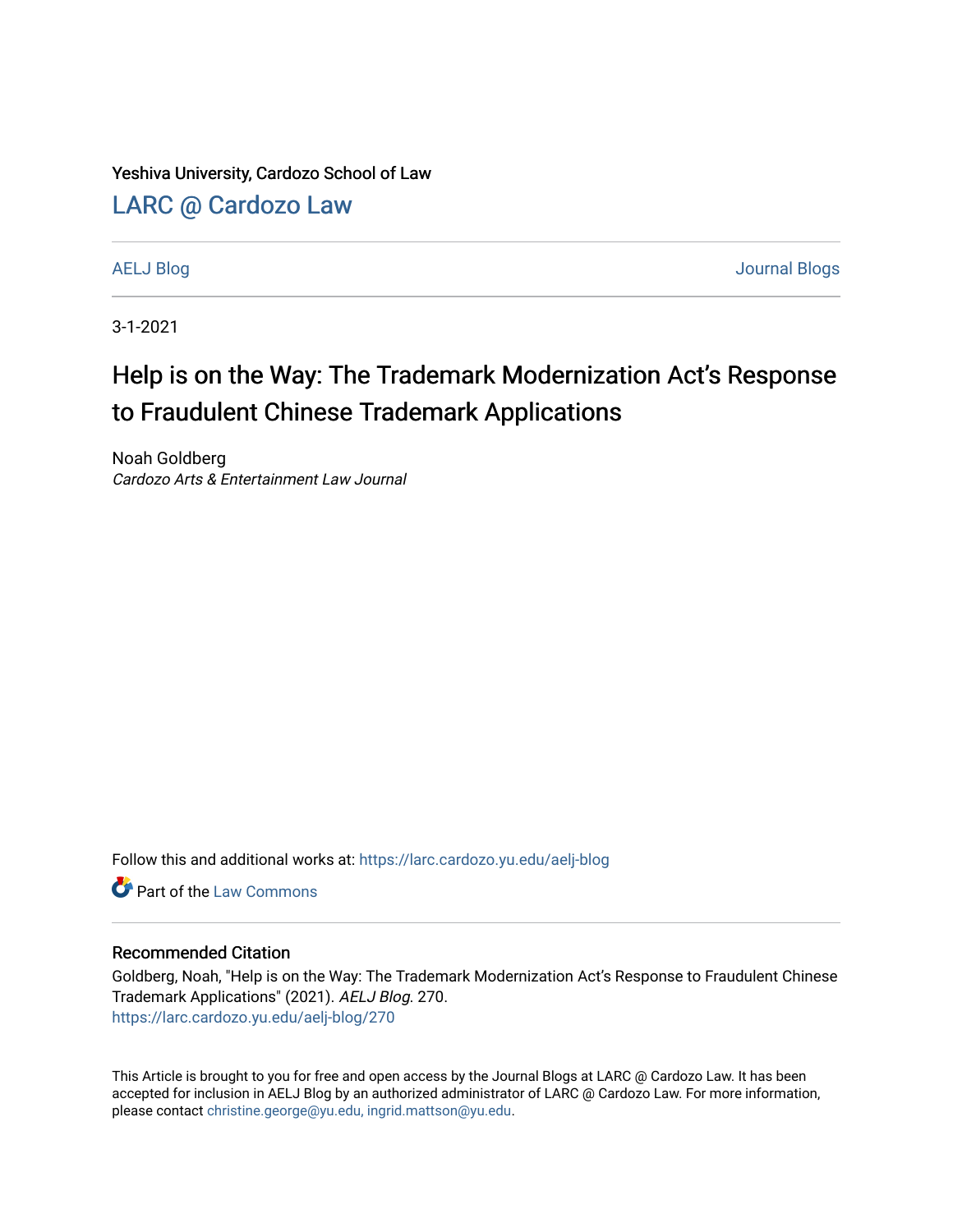Yeshiva University, Cardozo School of Law

# LARC @ Cardozo Law

AELJ Blog

Journal Blogs

3-1-2021

# Help is on the Way: The Trademark Modernization Act's Response to Fraudulent Chinese Trademark Applications

Noah Goldberg
*Cardozo Arts & Entertainment Law Journal*

Follow this and additional works at: https://larc.cardozo.yu.edu/aelj-blog

Part of the Law Commons

## Recommended Citation

Goldberg, Noah, "Help is on the Way: The Trademark Modernization Act's Response to Fraudulent Chinese Trademark Applications" (2021). *AELJ Blog*. 270.
https://larc.cardozo.yu.edu/aelj-blog/270

This Article is brought to you for free and open access by the Journal Blogs at LARC @ Cardozo Law. It has been accepted for inclusion in AELJ Blog by an authorized administrator of LARC @ Cardozo Law. For more information, please contact christine.george@yu.edu, ingrid.mattson@yu.edu.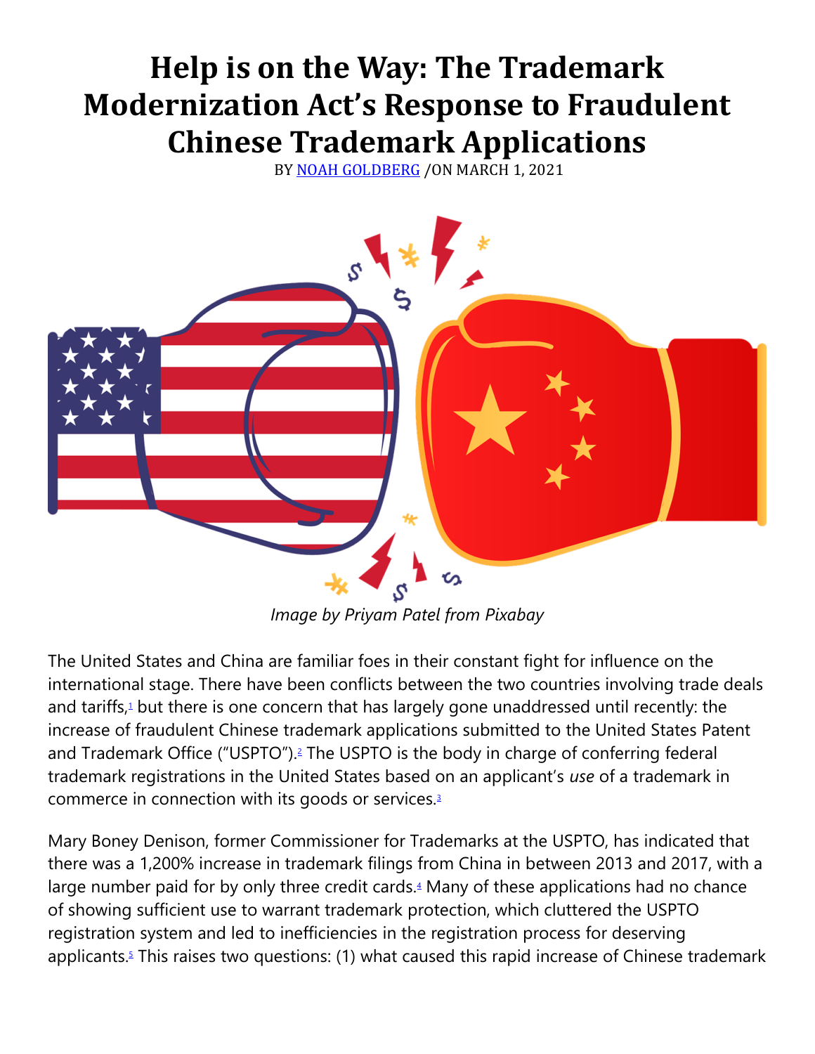# Help is on the Way: The Trademark Modernization Act's Response to Fraudulent Chinese Trademark Applications

BY [NOAH GOLDBERG](#) /ON MARCH 1, 2021

*Image by Priyam Patel from Pixabay*

The United States and China are familiar foes in their constant fight for influence on the international stage. There have been conflicts between the two countries involving trade deals and tariffs,[1] but there is one concern that has largely gone unaddressed until recently: the increase of fraudulent Chinese trademark applications submitted to the United States Patent and Trademark Office ("USPTO").[2] The USPTO is the body in charge of conferring federal trademark registrations in the United States based on an applicant's *use* of a trademark in commerce in connection with its goods or services.[3]

Mary Boney Denison, former Commissioner for Trademarks at the USPTO, has indicated that there was a 1,200% increase in trademark filings from China in between 2013 and 2017, with a large number paid for by only three credit cards.[4] Many of these applications had no chance of showing sufficient use to warrant trademark protection, which cluttered the USPTO registration system and led to inefficiencies in the registration process for deserving applicants.[5] This raises two questions: (1) what caused this rapid increase of Chinese trademark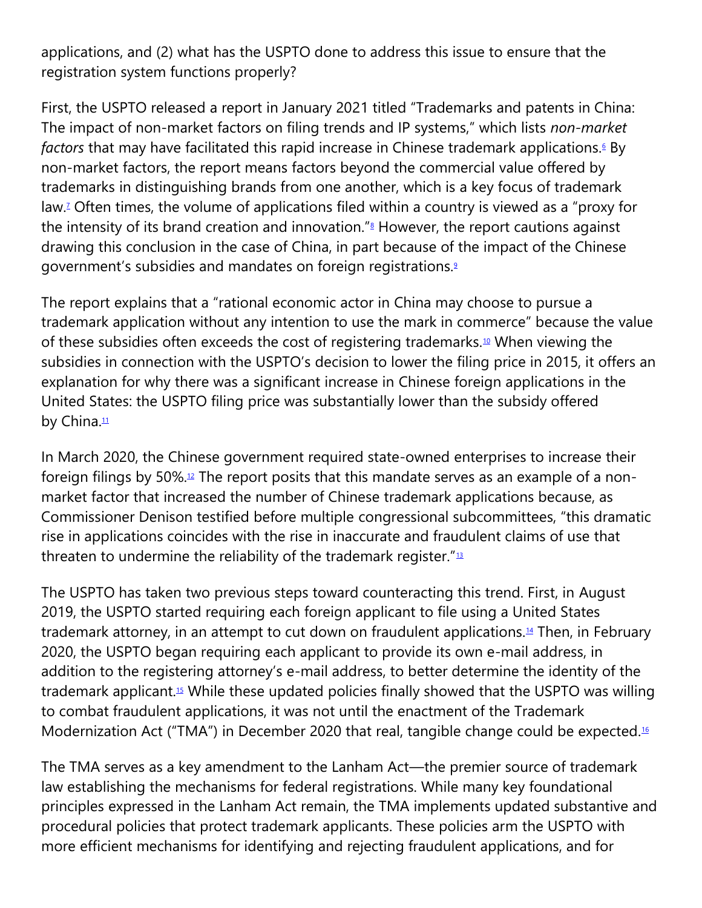applications, and (2) what has the USPTO done to address this issue to ensure that the registration system functions properly?

First, the USPTO released a report in January 2021 titled "Trademarks and patents in China: The impact of non-market factors on filing trends and IP systems," which lists *non-market factors* that may have facilitated this rapid increase in Chinese trademark applications.[6] By non-market factors, the report means factors beyond the commercial value offered by trademarks in distinguishing brands from one another, which is a key focus of trademark law.[7] Often times, the volume of applications filed within a country is viewed as a "proxy for the intensity of its brand creation and innovation."[8] However, the report cautions against drawing this conclusion in the case of China, in part because of the impact of the Chinese government's subsidies and mandates on foreign registrations.[9]

The report explains that a "rational economic actor in China may choose to pursue a trademark application without any intention to use the mark in commerce" because the value of these subsidies often exceeds the cost of registering trademarks.[10] When viewing the subsidies in connection with the USPTO's decision to lower the filing price in 2015, it offers an explanation for why there was a significant increase in Chinese foreign applications in the United States: the USPTO filing price was substantially lower than the subsidy offered by China.[11]

In March 2020, the Chinese government required state-owned enterprises to increase their foreign filings by 50%.[12] The report posits that this mandate serves as an example of a non-market factor that increased the number of Chinese trademark applications because, as Commissioner Denison testified before multiple congressional subcommittees, "this dramatic rise in applications coincides with the rise in inaccurate and fraudulent claims of use that threaten to undermine the reliability of the trademark register."[13]

The USPTO has taken two previous steps toward counteracting this trend. First, in August 2019, the USPTO started requiring each foreign applicant to file using a United States trademark attorney, in an attempt to cut down on fraudulent applications.[14] Then, in February 2020, the USPTO began requiring each applicant to provide its own e-mail address, in addition to the registering attorney's e-mail address, to better determine the identity of the trademark applicant.[15] While these updated policies finally showed that the USPTO was willing to combat fraudulent applications, it was not until the enactment of the Trademark Modernization Act ("TMA") in December 2020 that real, tangible change could be expected.[16]

The TMA serves as a key amendment to the Lanham Act—the premier source of trademark law establishing the mechanisms for federal registrations. While many key foundational principles expressed in the Lanham Act remain, the TMA implements updated substantive and procedural policies that protect trademark applicants. These policies arm the USPTO with more efficient mechanisms for identifying and rejecting fraudulent applications, and for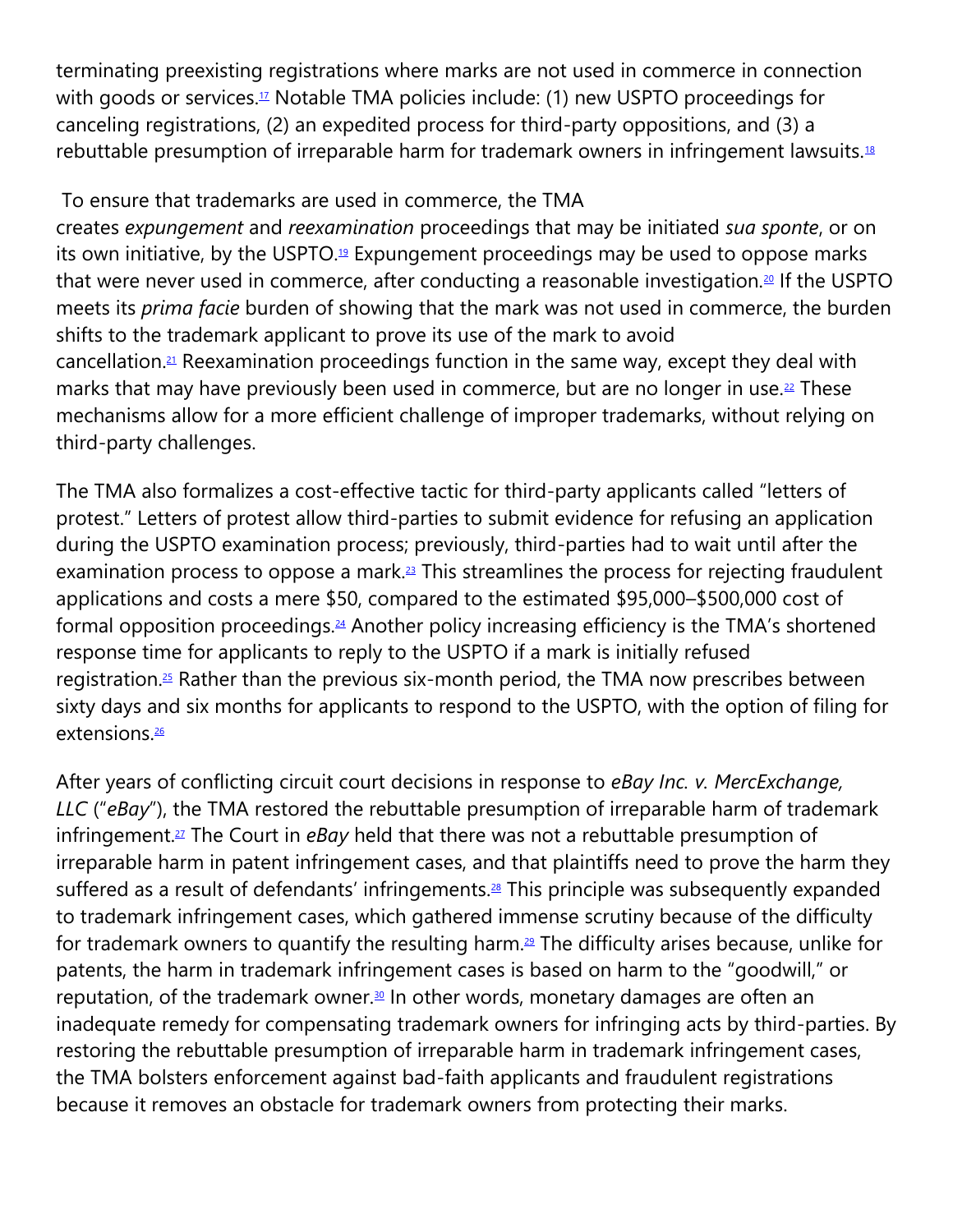terminating preexisting registrations where marks are not used in commerce in connection with goods or services.[17] Notable TMA policies include: (1) new USPTO proceedings for canceling registrations, (2) an expedited process for third-party oppositions, and (3) a rebuttable presumption of irreparable harm for trademark owners in infringement lawsuits.[18]

To ensure that trademarks are used in commerce, the TMA creates *expungement* and *reexamination* proceedings that may be initiated *sua sponte*, or on its own initiative, by the USPTO.[19] Expungement proceedings may be used to oppose marks that were never used in commerce, after conducting a reasonable investigation.[20] If the USPTO meets its *prima facie* burden of showing that the mark was not used in commerce, the burden shifts to the trademark applicant to prove its use of the mark to avoid cancellation.[21] Reexamination proceedings function in the same way, except they deal with marks that may have previously been used in commerce, but are no longer in use.[22] These mechanisms allow for a more efficient challenge of improper trademarks, without relying on third-party challenges.

The TMA also formalizes a cost-effective tactic for third-party applicants called "letters of protest." Letters of protest allow third-parties to submit evidence for refusing an application during the USPTO examination process; previously, third-parties had to wait until after the examination process to oppose a mark.[23] This streamlines the process for rejecting fraudulent applications and costs a mere $50, compared to the estimated $95,000–$500,000 cost of formal opposition proceedings.[24] Another policy increasing efficiency is the TMA's shortened response time for applicants to reply to the USPTO if a mark is initially refused registration.[25] Rather than the previous six-month period, the TMA now prescribes between sixty days and six months for applicants to respond to the USPTO, with the option of filing for extensions.[26]

After years of conflicting circuit court decisions in response to *eBay Inc. v. MercExchange, LLC* ("*eBay*"), the TMA restored the rebuttable presumption of irreparable harm of trademark infringement.[27] The Court in *eBay* held that there was not a rebuttable presumption of irreparable harm in patent infringement cases, and that plaintiffs need to prove the harm they suffered as a result of defendants' infringements.[28] This principle was subsequently expanded to trademark infringement cases, which gathered immense scrutiny because of the difficulty for trademark owners to quantify the resulting harm.[29] The difficulty arises because, unlike for patents, the harm in trademark infringement cases is based on harm to the "goodwill," or reputation, of the trademark owner.[30] In other words, monetary damages are often an inadequate remedy for compensating trademark owners for infringing acts by third-parties. By restoring the rebuttable presumption of irreparable harm in trademark infringement cases, the TMA bolsters enforcement against bad-faith applicants and fraudulent registrations because it removes an obstacle for trademark owners from protecting their marks.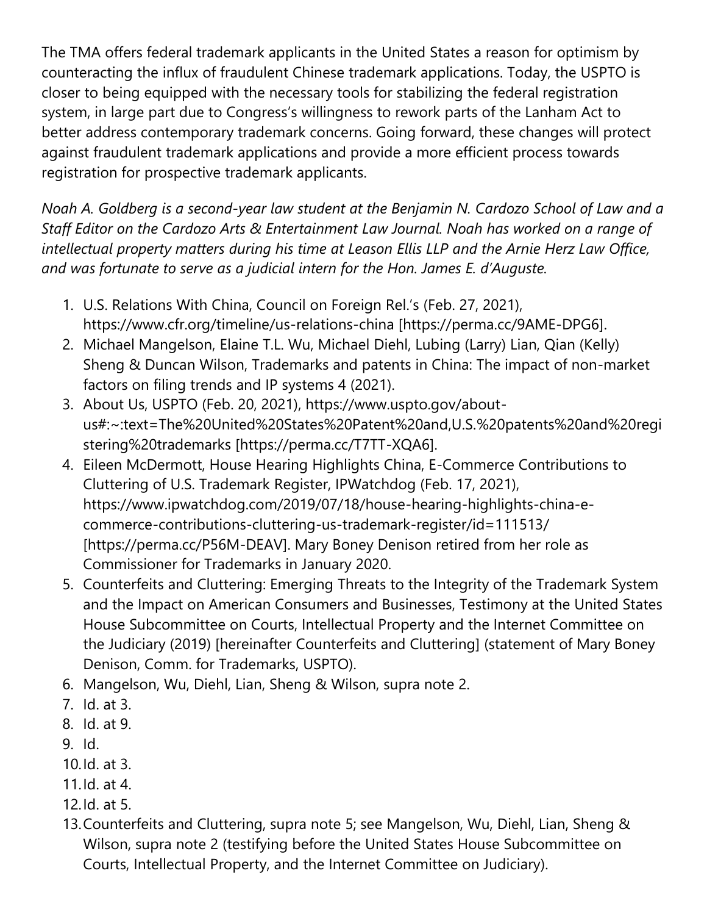The TMA offers federal trademark applicants in the United States a reason for optimism by counteracting the influx of fraudulent Chinese trademark applications. Today, the USPTO is closer to being equipped with the necessary tools for stabilizing the federal registration system, in large part due to Congress's willingness to rework parts of the Lanham Act to better address contemporary trademark concerns. Going forward, these changes will protect against fraudulent trademark applications and provide a more efficient process towards registration for prospective trademark applicants.

*Noah A. Goldberg is a second-year law student at the Benjamin N. Cardozo School of Law and a Staff Editor on the Cardozo Arts & Entertainment Law Journal. Noah has worked on a range of intellectual property matters during his time at Leason Ellis LLP and the Arnie Herz Law Office, and was fortunate to serve as a judicial intern for the Hon. James E. d'Auguste.*

1. U.S. Relations With China, Council on Foreign Rel.'s (Feb. 27, 2021), https://www.cfr.org/timeline/us-relations-china [https://perma.cc/9AME-DPG6].
2. Michael Mangelson, Elaine T.L. Wu, Michael Diehl, Lubing (Larry) Lian, Qian (Kelly) Sheng & Duncan Wilson, Trademarks and patents in China: The impact of non-market factors on filing trends and IP systems 4 (2021).
3. About Us, USPTO (Feb. 20, 2021), https://www.uspto.gov/about-us#:~:text=The%20United%20States%20Patent%20and,U.S.%20patents%20and%20registering%20trademarks [https://perma.cc/T7TT-XQA6].
4. Eileen McDermott, House Hearing Highlights China, E-Commerce Contributions to Cluttering of U.S. Trademark Register, IPWatchdog (Feb. 17, 2021), https://www.ipwatchdog.com/2019/07/18/house-hearing-highlights-china-e-commerce-contributions-cluttering-us-trademark-register/id=111513/ [https://perma.cc/P56M-DEAV]. Mary Boney Denison retired from her role as Commissioner for Trademarks in January 2020.
5. Counterfeits and Cluttering: Emerging Threats to the Integrity of the Trademark System and the Impact on American Consumers and Businesses, Testimony at the United States House Subcommittee on Courts, Intellectual Property and the Internet Committee on the Judiciary (2019) [hereinafter Counterfeits and Cluttering] (statement of Mary Boney Denison, Comm. for Trademarks, USPTO).
6. Mangelson, Wu, Diehl, Lian, Sheng & Wilson, supra note 2.
7. Id. at 3.
8. Id. at 9.
9. Id.
10. Id. at 3.
11. Id. at 4.
12. Id. at 5.
13. Counterfeits and Cluttering, supra note 5; see Mangelson, Wu, Diehl, Lian, Sheng & Wilson, supra note 2 (testifying before the United States House Subcommittee on Courts, Intellectual Property, and the Internet Committee on Judiciary).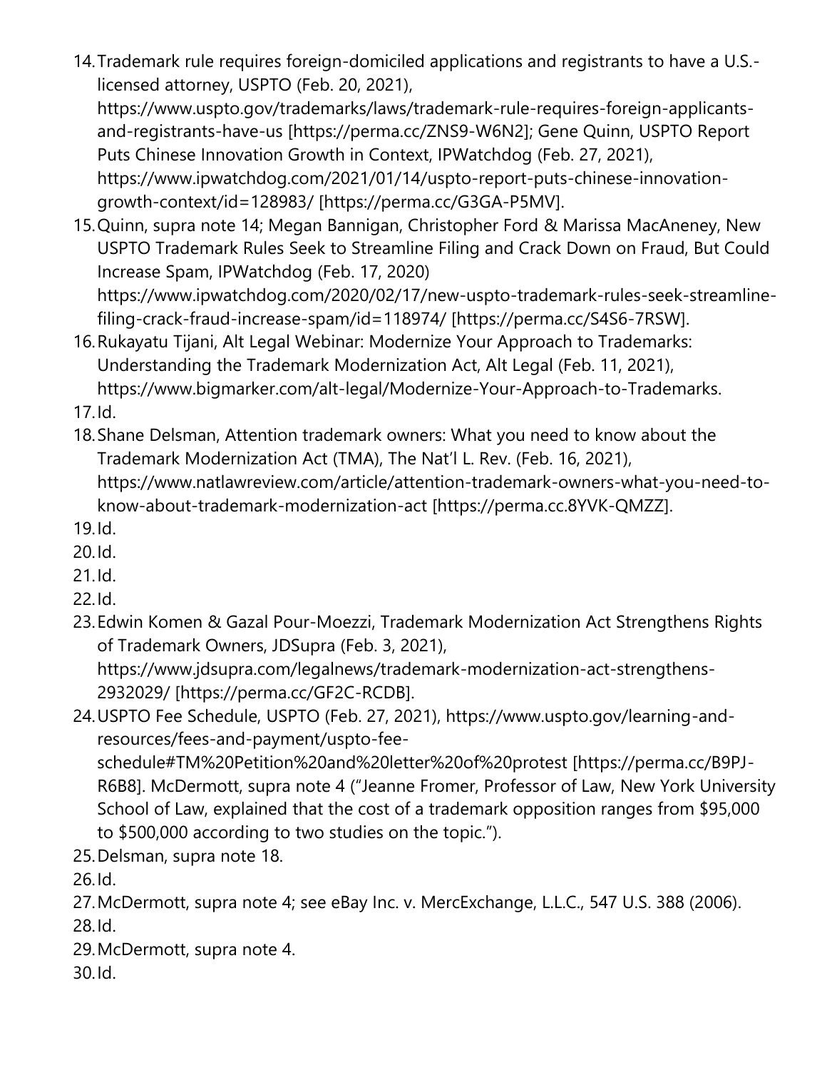14. Trademark rule requires foreign-domiciled applications and registrants to have a U.S.-licensed attorney, USPTO (Feb. 20, 2021), https://www.uspto.gov/trademarks/laws/trademark-rule-requires-foreign-applicants-and-registrants-have-us [https://perma.cc/ZNS9-W6N2]; Gene Quinn, USPTO Report Puts Chinese Innovation Growth in Context, IPWatchdog (Feb. 27, 2021), https://www.ipwatchdog.com/2021/01/14/uspto-report-puts-chinese-innovation-growth-context/id=128983/ [https://perma.cc/G3GA-P5MV].
15. Quinn, supra note 14; Megan Bannigan, Christopher Ford & Marissa MacAneney, New USPTO Trademark Rules Seek to Streamline Filing and Crack Down on Fraud, But Could Increase Spam, IPWatchdog (Feb. 17, 2020) https://www.ipwatchdog.com/2020/02/17/new-uspto-trademark-rules-seek-streamline-filing-crack-fraud-increase-spam/id=118974/ [https://perma.cc/S4S6-7RSW].
16. Rukayatu Tijani, Alt Legal Webinar: Modernize Your Approach to Trademarks: Understanding the Trademark Modernization Act, Alt Legal (Feb. 11, 2021), https://www.bigmarker.com/alt-legal/Modernize-Your-Approach-to-Trademarks.
17. Id.
18. Shane Delsman, Attention trademark owners: What you need to know about the Trademark Modernization Act (TMA), The Nat'l L. Rev. (Feb. 16, 2021), https://www.natlawreview.com/article/attention-trademark-owners-what-you-need-to-know-about-trademark-modernization-act [https://perma.cc.8YVK-QMZZ].
19. Id.
20. Id.
21. Id.
22. Id.
23. Edwin Komen & Gazal Pour-Moezzi, Trademark Modernization Act Strengthens Rights of Trademark Owners, JDSupra (Feb. 3, 2021), https://www.jdsupra.com/legalnews/trademark-modernization-act-strengthens-2932029/ [https://perma.cc/GF2C-RCDB].
24. USPTO Fee Schedule, USPTO (Feb. 27, 2021), https://www.uspto.gov/learning-and-resources/fees-and-payment/uspto-fee-schedule#TM%20Petition%20and%20letter%20of%20protest [https://perma.cc/B9PJ-R6B8]. McDermott, supra note 4 ("Jeanne Fromer, Professor of Law, New York University School of Law, explained that the cost of a trademark opposition ranges from $95,000 to $500,000 according to two studies on the topic.").
25. Delsman, supra note 18.
26. Id.
27. McDermott, supra note 4; see eBay Inc. v. MercExchange, L.L.C., 547 U.S. 388 (2006).
28. Id.
29. McDermott, supra note 4.
30. Id.